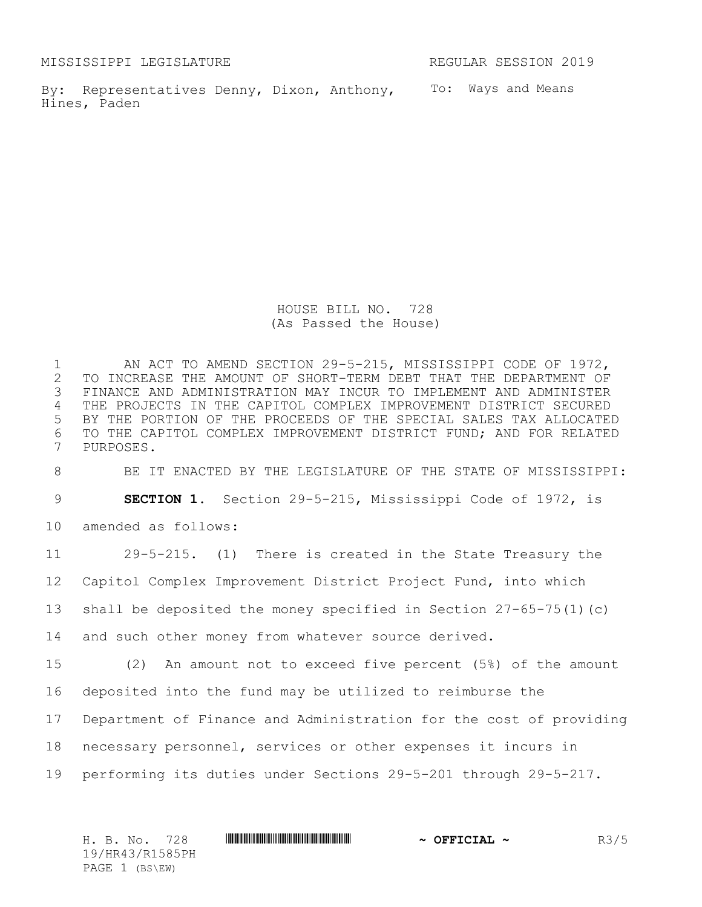MISSISSIPPI LEGISLATURE REGULAR SESSION 2019

By: Representatives Denny, Dixon, Anthony, Hines, Paden

To: Ways and Means

# HOUSE BILL NO. 728
(As Passed the House)

AN ACT TO AMEND SECTION 29-5-215, MISSISSIPPI CODE OF 1972, TO INCREASE THE AMOUNT OF SHORT-TERM DEBT THAT THE DEPARTMENT OF FINANCE AND ADMINISTRATION MAY INCUR TO IMPLEMENT AND ADMINISTER THE PROJECTS IN THE CAPITOL COMPLEX IMPROVEMENT DISTRICT SECURED BY THE PORTION OF THE PROCEEDS OF THE SPECIAL SALES TAX ALLOCATED TO THE CAPITOL COMPLEX IMPROVEMENT DISTRICT FUND; AND FOR RELATED PURPOSES.

BE IT ENACTED BY THE LEGISLATURE OF THE STATE OF MISSISSIPPI:

**SECTION 1.** Section 29-5-215, Mississippi Code of 1972, is amended as follows:

29-5-215. (1) There is created in the State Treasury the Capitol Complex Improvement District Project Fund, into which shall be deposited the money specified in Section 27-65-75(1)(c) and such other money from whatever source derived.

(2) An amount not to exceed five percent (5%) of the amount deposited into the fund may be utilized to reimburse the Department of Finance and Administration for the cost of providing necessary personnel, services or other expenses it incurs in performing its duties under Sections 29-5-201 through 29-5-217.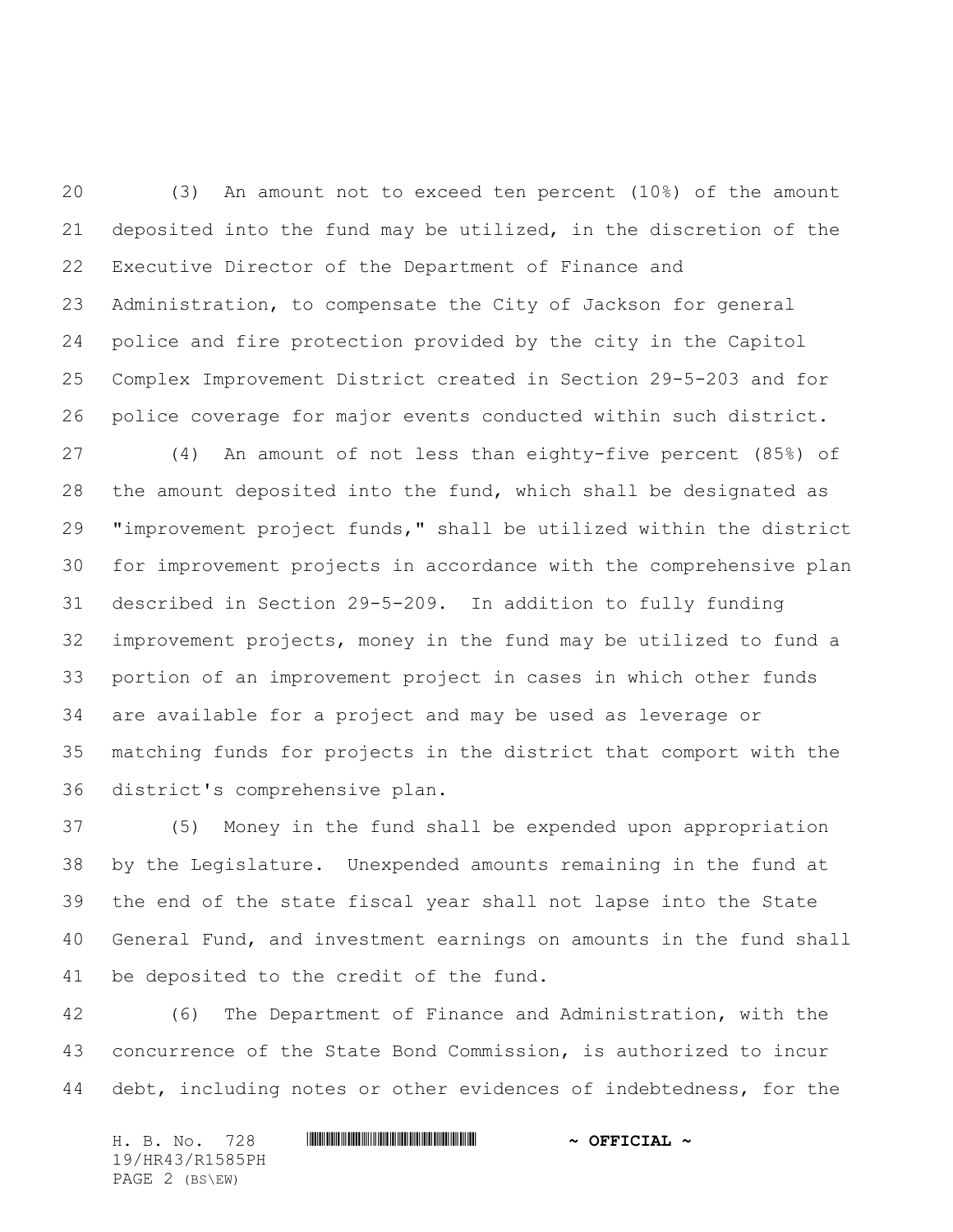(3) An amount not to exceed ten percent (10%) of the amount deposited into the fund may be utilized, in the discretion of the Executive Director of the Department of Finance and Administration, to compensate the City of Jackson for general police and fire protection provided by the city in the Capitol Complex Improvement District created in Section 29-5-203 and for police coverage for major events conducted within such district.

(4) An amount of not less than eighty-five percent (85%) of the amount deposited into the fund, which shall be designated as "improvement project funds," shall be utilized within the district for improvement projects in accordance with the comprehensive plan described in Section 29-5-209. In addition to fully funding improvement projects, money in the fund may be utilized to fund a portion of an improvement project in cases in which other funds are available for a project and may be used as leverage or matching funds for projects in the district that comport with the district's comprehensive plan.

(5) Money in the fund shall be expended upon appropriation by the Legislature. Unexpended amounts remaining in the fund at the end of the state fiscal year shall not lapse into the State General Fund, and investment earnings on amounts in the fund shall be deposited to the credit of the fund.

(6) The Department of Finance and Administration, with the concurrence of the State Bond Commission, is authorized to incur debt, including notes or other evidences of indebtedness, for the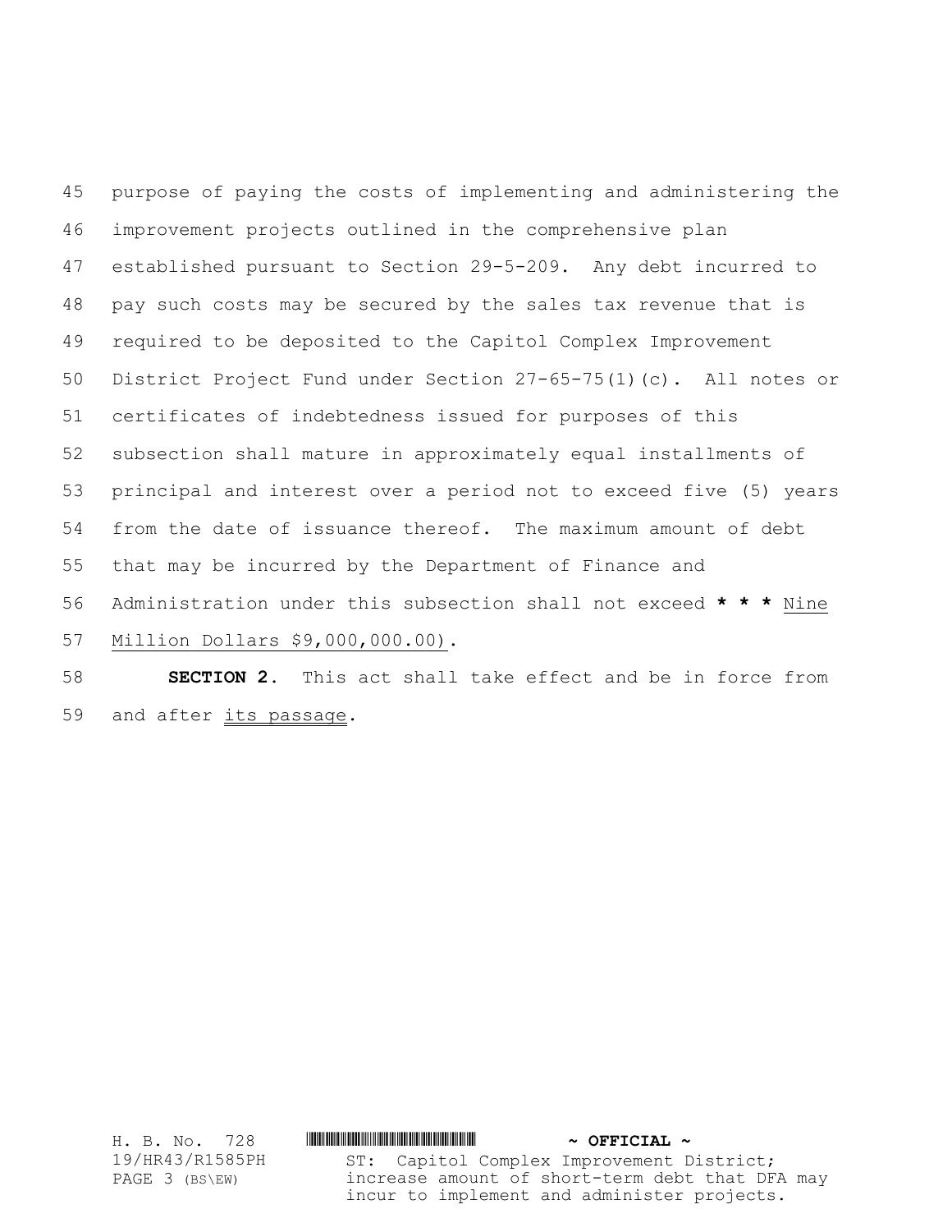purpose of paying the costs of implementing and administering the improvement projects outlined in the comprehensive plan established pursuant to Section 29-5-209. Any debt incurred to pay such costs may be secured by the sales tax revenue that is required to be deposited to the Capitol Complex Improvement District Project Fund under Section 27-65-75(1)(c). All notes or certificates of indebtedness issued for purposes of this subsection shall mature in approximately equal installments of principal and interest over a period not to exceed five (5) years from the date of issuance thereof. The maximum amount of debt that may be incurred by the Department of Finance and Administration under this subsection shall not exceed **\* \* \*** <u>Nine Million Dollars $9,000,000.00)</u>.

**SECTION 2.** This act shall take effect and be in force from and after <u>its passage</u>.

H. B. No. 728
19/HR43/R1585PH

**~ OFFICIAL ~**

ST: Capitol Complex Improvement District; increase amount of short-term debt that DFA may incur to implement and administer projects.